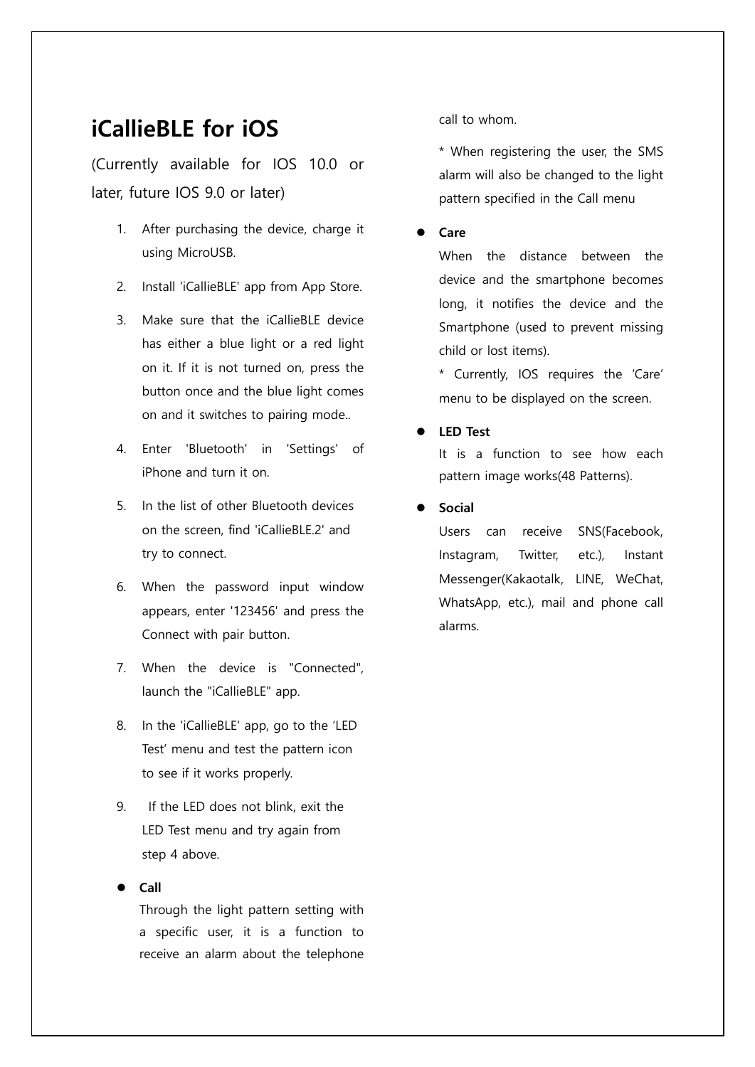# iCallieBLE for iOS

(Currently available for IOS 10.0 or later, future IOS 9.0 or later)

1. After purchasing the device, charge it using MicroUSB.
2. Install 'iCallieBLE' app from App Store.
3. Make sure that the iCallieBLE device has either a blue light or a red light on it. If it is not turned on, press the button once and the blue light comes on and it switches to pairing mode..
4. Enter 'Bluetooth' in 'Settings' of iPhone and turn it on.
5. In the list of other Bluetooth devices on the screen, find 'iCallieBLE.2' and try to connect.
6. When the password input window appears, enter '123456' and press the Connect with pair button.
7. When the device is "Connected", launch the "iCallieBLE" app.
8. In the 'iCallieBLE' app, go to the 'LED Test' menu and test the pattern icon to see if it works properly.
9. If the LED does not blink, exit the LED Test menu and try again from step 4 above.

- **Call**
  Through the light pattern setting with a specific user, it is a function to receive an alarm about the telephone call to whom.

  * When registering the user, the SMS alarm will also be changed to the light pattern specified in the Call menu

- **Care**
  When the distance between the device and the smartphone becomes long, it notifies the device and the Smartphone (used to prevent missing child or lost items).
  * Currently, IOS requires the 'Care' menu to be displayed on the screen.

- **LED Test**
  It is a function to see how each pattern image works(48 Patterns).

- **Social**
  Users can receive SNS(Facebook, Instagram, Twitter, etc.), Instant Messenger(Kakaotalk, LINE, WeChat, WhatsApp, etc.), mail and phone call alarms.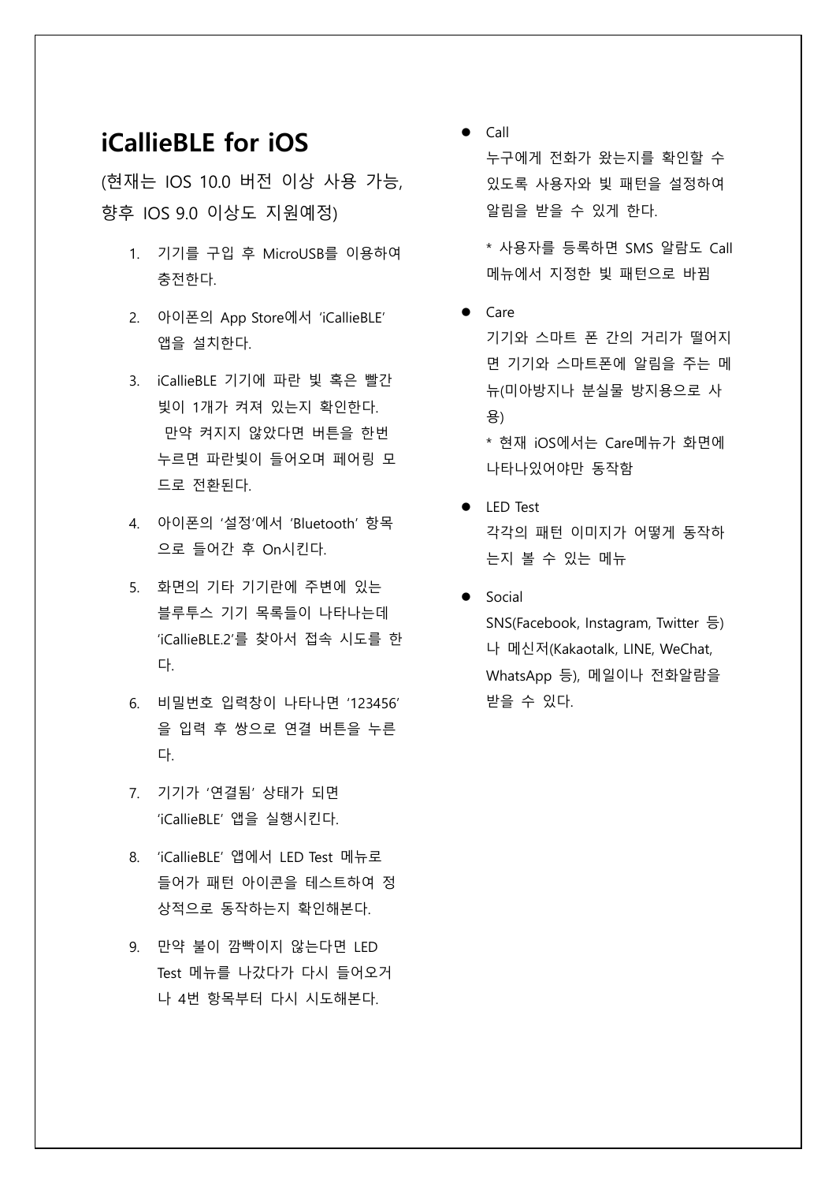# iCallieBLE for iOS

(현재는 IOS 10.0 버전 이상 사용 가능, 향후 IOS 9.0 이상도 지원예정)

1. 기기를 구입 후 MicroUSB를 이용하여 충전한다.
2. 아이폰의 App Store에서 'iCallieBLE' 앱을 설치한다.
3. iCallieBLE 기기에 파란 빛 혹은 빨간 빛이 1개가 켜져 있는지 확인한다. 만약 켜지지 않았다면 버튼을 한번 누르면 파란빛이 들어오며 페어링 모드로 전환된다.
4. 아이폰의 '설정'에서 'Bluetooth' 항목으로 들어간 후 On시킨다.
5. 화면의 기타 기기란에 주변에 있는 블루투스 기기 목록들이 나타나는데 'iCallieBLE.2'를 찾아서 접속 시도를 한다.
6. 비밀번호 입력창이 나타나면 '123456'을 입력 후 쌍으로 연결 버튼을 누른다.
7. 기기가 '연결됨' 상태가 되면 'iCallieBLE' 앱을 실행시킨다.
8. 'iCallieBLE' 앱에서 LED Test 메뉴로 들어가 패턴 아이콘을 테스트하여 정상적으로 동작하는지 확인해본다.
9. 만약 불이 깜빡이지 않는다면 LED Test 메뉴를 나갔다가 다시 들어오거나 4번 항목부터 다시 시도해본다.

- Call
  누구에게 전화가 왔는지를 확인할 수 있도록 사용자와 빛 패턴을 설정하여 알림을 받을 수 있게 한다.

  * 사용자를 등록하면 SMS 알람도 Call 메뉴에서 지정한 빛 패턴으로 바뀜

- Care
  기기와 스마트 폰 간의 거리가 떨어지면 기기와 스마트폰에 알림을 주는 메뉴(미아방지나 분실물 방지용으로 사용)
  * 현재 iOS에서는 Care메뉴가 화면에 나타나있어야만 동작함

- LED Test
  각각의 패턴 이미지가 어떻게 동작하는지 볼 수 있는 메뉴

- Social
  SNS(Facebook, Instagram, Twitter 등) 나 메신저(Kakaotalk, LINE, WeChat, WhatsApp 등), 메일이나 전화알람을 받을 수 있다.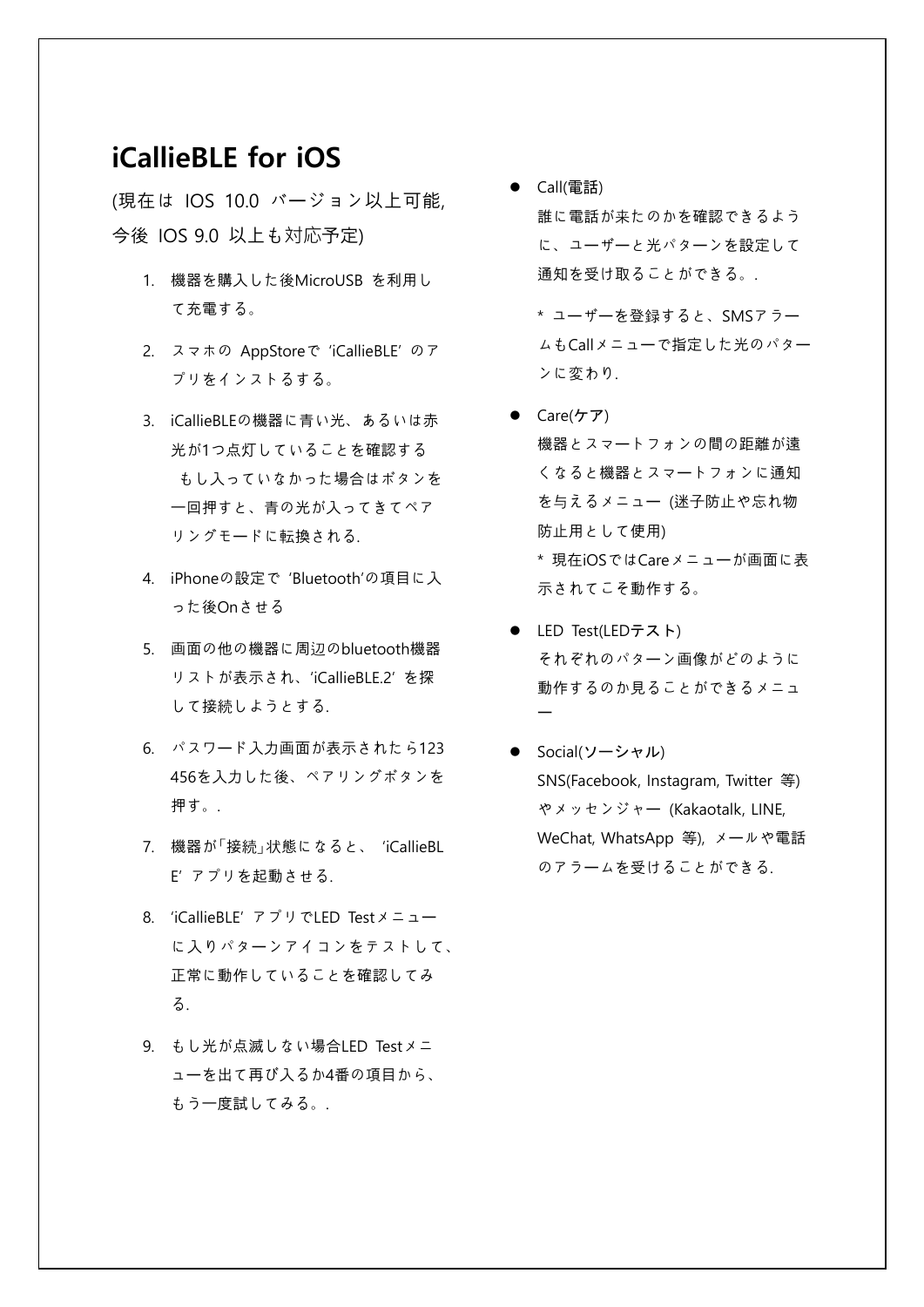# iCallieBLE for iOS

(現在は IOS 10.0 バージョン以上可能, 今後 IOS 9.0 以上も対応予定)

1. 機器を購入した後MicroUSB を利用して充電する。
2. スマホの AppStoreで 'iCallieBLE' のアプリをインストるする。
3. iCallieBLEの機器に青い光、あるいは赤光が1つ点灯していることを確認する もし入っていなかった場合はボタンを一回押すと、青の光が入ってきてペアリングモードに転換される.
4. iPhoneの設定で 'Bluetooth'の項目に入った後Onさせる
5. 画面の他の機器に周辺のbluetooth機器リストが表示され、'iCallieBLE.2' を探して接続しようとする.
6. パスワード入力画面が表示されたら123456を入力した後、ペアリングボタンを押す。.
7. 機器が｢接続｣状態になると、 'iCallieBLE' アプリを起動させる.
8. 'iCallieBLE' アプリでLED Testメニューに入りパターンアイコンをテストして、正常に動作していることを確認してみる.
9. もし光が点滅しない場合LED Testメニューを出て再び入るか4番の項目から、もう一度試してみる。.

- Call(電話)
  誰に電話が来たのかを確認できるように、ユーザーと光パターンを設定して通知を受け取ることができる。.

  * ユーザーを登録すると、SMSアラームもCallメニューで指定した光のパターンに変わり.

- Care(ケア)
  機器とスマートフォンの間の距離が遠くなると機器とスマートフォンに通知を与えるメニュー (迷子防止や忘れ物防止用として使用)
  * 現在iOSではCareメニューが画面に表示されてこそ動作する。

- LED Test(LEDテスト)
  それぞれのパターン画像がどのように動作するのか見ることができるメニュー

- Social(ソーシャル)
  SNS(Facebook, Instagram, Twitter 等)やメッセンジャー (Kakaotalk, LINE, WeChat, WhatsApp 等), メールや電話のアラームを受けることができる.